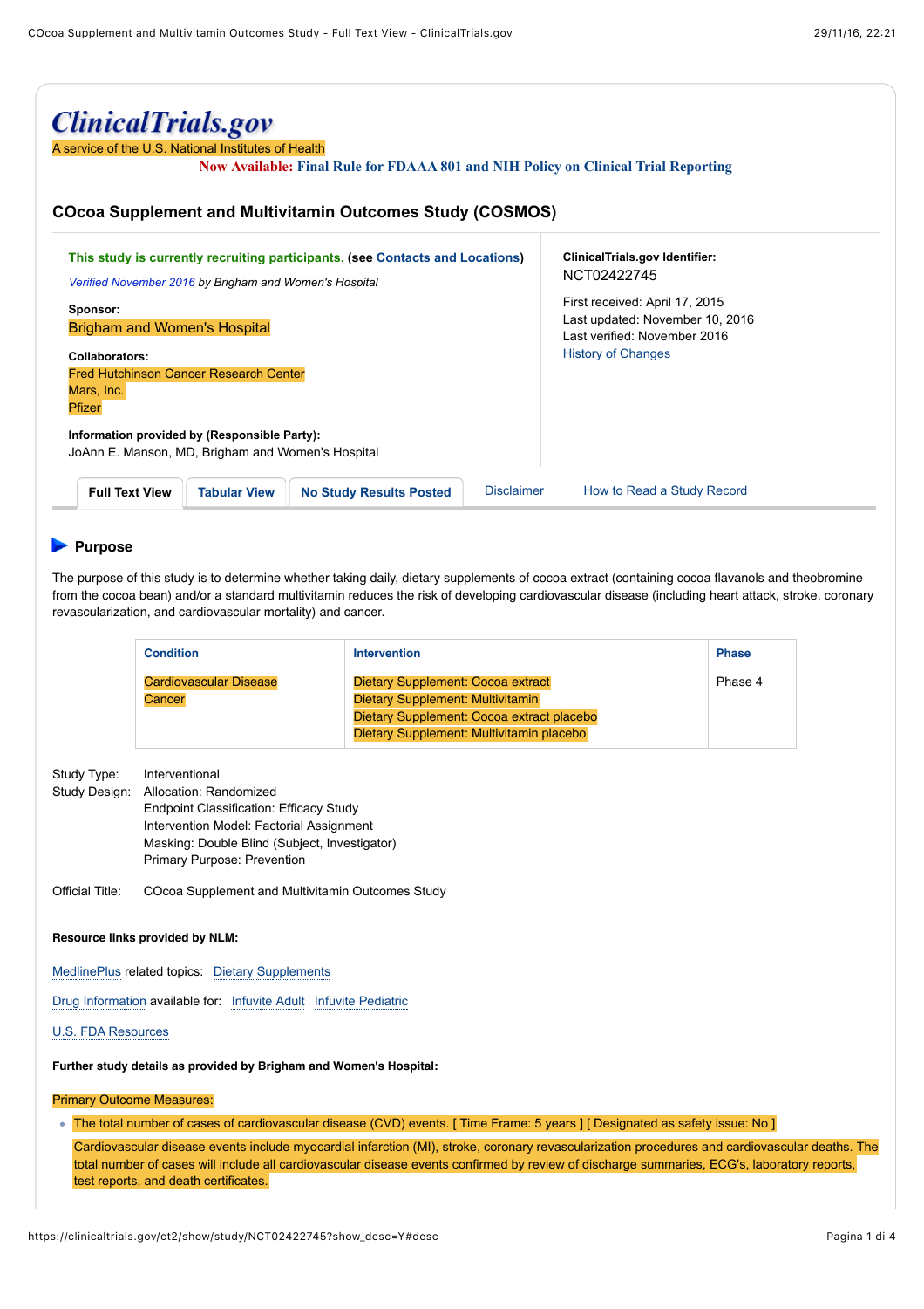# ClinicalTrials.gov

A service of the U.S. National Institutes of Health

**Now Available:** Final Rule for FDAAA 801 and NIH Policy on Clinical Trial Reporting

## COcoa Supplement and Multivitamin Outcomes Study (COSMOS)

**This study is currently recruiting participants.** (see Contacts and Locations)

*Verified November 2016 by Brigham and Women's Hospital*

**Sponsor:**
Brigham and Women's Hospital

**Collaborators:**
Fred Hutchinson Cancer Research Center
Mars, Inc.
Pfizer

**Information provided by (Responsible Party):**
JoAnn E. Manson, MD, Brigham and Women's Hospital

**ClinicalTrials.gov Identifier:**
NCT02422745

First received: April 17, 2015
Last updated: November 10, 2016
Last verified: November 2016
History of Changes

Full Text View | Tabular View | No Study Results Posted | Disclaimer | How to Read a Study Record

### Purpose

The purpose of this study is to determine whether taking daily, dietary supplements of cocoa extract (containing cocoa flavanols and theobromine from the cocoa bean) and/or a standard multivitamin reduces the risk of developing cardiovascular disease (including heart attack, stroke, coronary revascularization, and cardiovascular mortality) and cancer.

| Condition | Intervention | Phase |
|---|---|---|
| Cardiovascular Disease<br>Cancer | Dietary Supplement: Cocoa extract<br>Dietary Supplement: Multivitamin<br>Dietary Supplement: Cocoa extract placebo<br>Dietary Supplement: Multivitamin placebo | Phase 4 |

Study Type: Interventional
Study Design: Allocation: Randomized
Endpoint Classification: Efficacy Study
Intervention Model: Factorial Assignment
Masking: Double Blind (Subject, Investigator)
Primary Purpose: Prevention

Official Title: COcoa Supplement and Multivitamin Outcomes Study

**Resource links provided by NLM:**

MedlinePlus related topics: Dietary Supplements

Drug Information available for: Infuvite Adult Infuvite Pediatric

U.S. FDA Resources

**Further study details as provided by Brigham and Women's Hospital:**

Primary Outcome Measures:

- The total number of cases of cardiovascular disease (CVD) events. [ Time Frame: 5 years ] [ Designated as safety issue: No ]

  Cardiovascular disease events include myocardial infarction (MI), stroke, coronary revascularization procedures and cardiovascular deaths. The total number of cases will include all cardiovascular disease events confirmed by review of discharge summaries, ECG's, laboratory reports, test reports, and death certificates.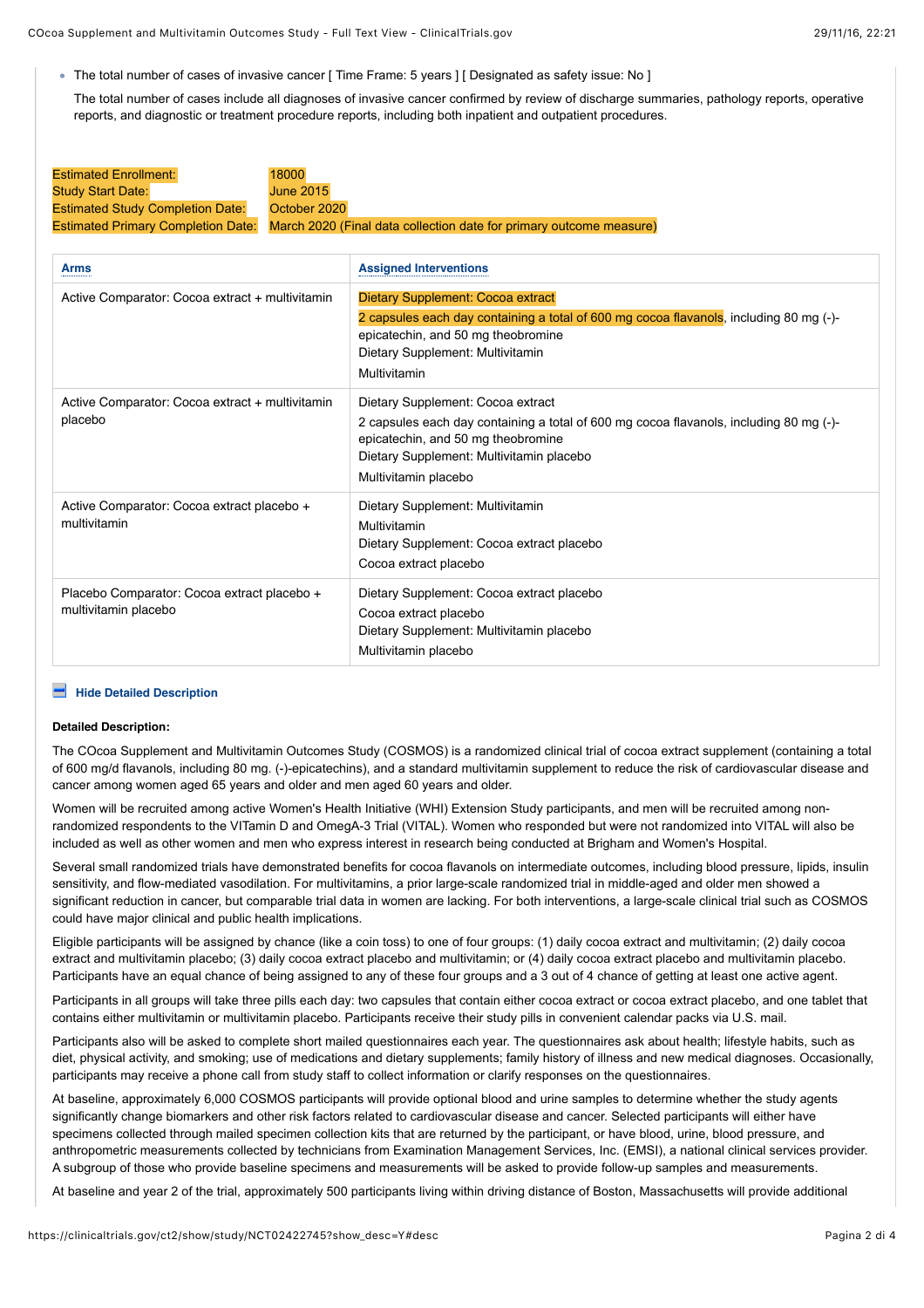- The total number of cases of invasive cancer [ Time Frame: 5 years ] [ Designated as safety issue: No ]

  The total number of cases include all diagnoses of invasive cancer confirmed by review of discharge summaries, pathology reports, operative reports, and diagnostic or treatment procedure reports, including both inpatient and outpatient procedures.

| | |
|---|---|
| Estimated Enrollment: | 18000 |
| Study Start Date: | June 2015 |
| Estimated Study Completion Date: | October 2020 |
| Estimated Primary Completion Date: | March 2020 (Final data collection date for primary outcome measure) |

| Arms | Assigned Interventions |
|---|---|
| Active Comparator: Cocoa extract + multivitamin | Dietary Supplement: Cocoa extract<br>2 capsules each day containing a total of 600 mg cocoa flavanols, including 80 mg (-)-epicatechin, and 50 mg theobromine<br>Dietary Supplement: Multivitamin<br>Multivitamin |
| Active Comparator: Cocoa extract + multivitamin placebo | Dietary Supplement: Cocoa extract<br>2 capsules each day containing a total of 600 mg cocoa flavanols, including 80 mg (-)-epicatechin, and 50 mg theobromine<br>Dietary Supplement: Multivitamin placebo<br>Multivitamin placebo |
| Active Comparator: Cocoa extract placebo + multivitamin | Dietary Supplement: Multivitamin<br>Multivitamin<br>Dietary Supplement: Cocoa extract placebo<br>Cocoa extract placebo |
| Placebo Comparator: Cocoa extract placebo + multivitamin placebo | Dietary Supplement: Cocoa extract placebo<br>Cocoa extract placebo<br>Dietary Supplement: Multivitamin placebo<br>Multivitamin placebo |

**Hide Detailed Description**

**Detailed Description:**

The COcoa Supplement and Multivitamin Outcomes Study (COSMOS) is a randomized clinical trial of cocoa extract supplement (containing a total of 600 mg/d flavanols, including 80 mg. (-)-epicatechins), and a standard multivitamin supplement to reduce the risk of cardiovascular disease and cancer among women aged 65 years and older and men aged 60 years and older.

Women will be recruited among active Women's Health Initiative (WHI) Extension Study participants, and men will be recruited among non-randomized respondents to the VITamin D and OmegA-3 Trial (VITAL). Women who responded but were not randomized into VITAL will also be included as well as other women and men who express interest in research being conducted at Brigham and Women's Hospital.

Several small randomized trials have demonstrated benefits for cocoa flavanols on intermediate outcomes, including blood pressure, lipids, insulin sensitivity, and flow-mediated vasodilation. For multivitamins, a prior large-scale randomized trial in middle-aged and older men showed a significant reduction in cancer, but comparable trial data in women are lacking. For both interventions, a large-scale clinical trial such as COSMOS could have major clinical and public health implications.

Eligible participants will be assigned by chance (like a coin toss) to one of four groups: (1) daily cocoa extract and multivitamin; (2) daily cocoa extract and multivitamin placebo; (3) daily cocoa extract placebo and multivitamin; or (4) daily cocoa extract placebo and multivitamin placebo. Participants have an equal chance of being assigned to any of these four groups and a 3 out of 4 chance of getting at least one active agent.

Participants in all groups will take three pills each day: two capsules that contain either cocoa extract or cocoa extract placebo, and one tablet that contains either multivitamin or multivitamin placebo. Participants receive their study pills in convenient calendar packs via U.S. mail.

Participants also will be asked to complete short mailed questionnaires each year. The questionnaires ask about health; lifestyle habits, such as diet, physical activity, and smoking; use of medications and dietary supplements; family history of illness and new medical diagnoses. Occasionally, participants may receive a phone call from study staff to collect information or clarify responses on the questionnaires.

At baseline, approximately 6,000 COSMOS participants will provide optional blood and urine samples to determine whether the study agents significantly change biomarkers and other risk factors related to cardiovascular disease and cancer. Selected participants will either have specimens collected through mailed specimen collection kits that are returned by the participant, or have blood, urine, blood pressure, and anthropometric measurements collected by technicians from Examination Management Services, Inc. (EMSI), a national clinical services provider. A subgroup of those who provide baseline specimens and measurements will be asked to provide follow-up samples and measurements.

At baseline and year 2 of the trial, approximately 500 participants living within driving distance of Boston, Massachusetts will provide additional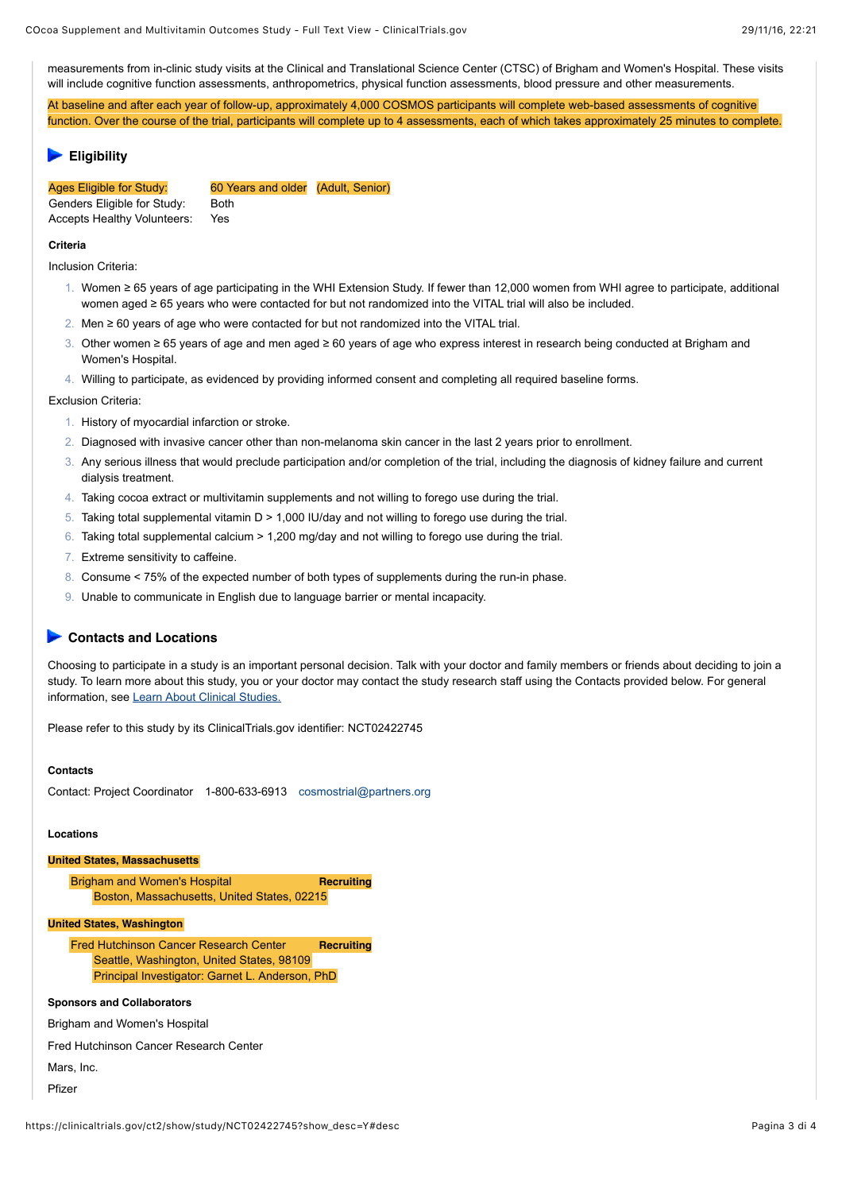measurements from in-clinic study visits at the Clinical and Translational Science Center (CTSC) of Brigham and Women's Hospital. These visits will include cognitive function assessments, anthropometrics, physical function assessments, blood pressure and other measurements.

At baseline and after each year of follow-up, approximately 4,000 COSMOS participants will complete web-based assessments of cognitive function. Over the course of the trial, participants will complete up to 4 assessments, each of which takes approximately 25 minutes to complete.

## Eligibility

| | |
|---|---|
| Ages Eligible for Study: | 60 Years and older (Adult, Senior) |
| Genders Eligible for Study: | Both |
| Accepts Healthy Volunteers: | Yes |

### Criteria

Inclusion Criteria:

1. Women ≥ 65 years of age participating in the WHI Extension Study. If fewer than 12,000 women from WHI agree to participate, additional women aged ≥ 65 years who were contacted for but not randomized into the VITAL trial will also be included.
2. Men ≥ 60 years of age who were contacted for but not randomized into the VITAL trial.
3. Other women ≥ 65 years of age and men aged ≥ 60 years of age who express interest in research being conducted at Brigham and Women's Hospital.
4. Willing to participate, as evidenced by providing informed consent and completing all required baseline forms.

Exclusion Criteria:

1. History of myocardial infarction or stroke.
2. Diagnosed with invasive cancer other than non-melanoma skin cancer in the last 2 years prior to enrollment.
3. Any serious illness that would preclude participation and/or completion of the trial, including the diagnosis of kidney failure and current dialysis treatment.
4. Taking cocoa extract or multivitamin supplements and not willing to forego use during the trial.
5. Taking total supplemental vitamin D > 1,000 IU/day and not willing to forego use during the trial.
6. Taking total supplemental calcium > 1,200 mg/day and not willing to forego use during the trial.
7. Extreme sensitivity to caffeine.
8. Consume < 75% of the expected number of both types of supplements during the run-in phase.
9. Unable to communicate in English due to language barrier or mental incapacity.

## Contacts and Locations

Choosing to participate in a study is an important personal decision. Talk with your doctor and family members or friends about deciding to join a study. To learn more about this study, you or your doctor may contact the study research staff using the Contacts provided below. For general information, see Learn About Clinical Studies.

Please refer to this study by its ClinicalTrials.gov identifier: NCT02422745

### Contacts

Contact: Project Coordinator 1-800-633-6913 cosmostrial@partners.org

### Locations

**United States, Massachusetts**

Brigham and Women's Hospital — **Recruiting**
Boston, Massachusetts, United States, 02215

**United States, Washington**

Fred Hutchinson Cancer Research Center — **Recruiting**
Seattle, Washington, United States, 98109
Principal Investigator: Garnet L. Anderson, PhD

### Sponsors and Collaborators

Brigham and Women's Hospital

Fred Hutchinson Cancer Research Center

Mars, Inc.

Pfizer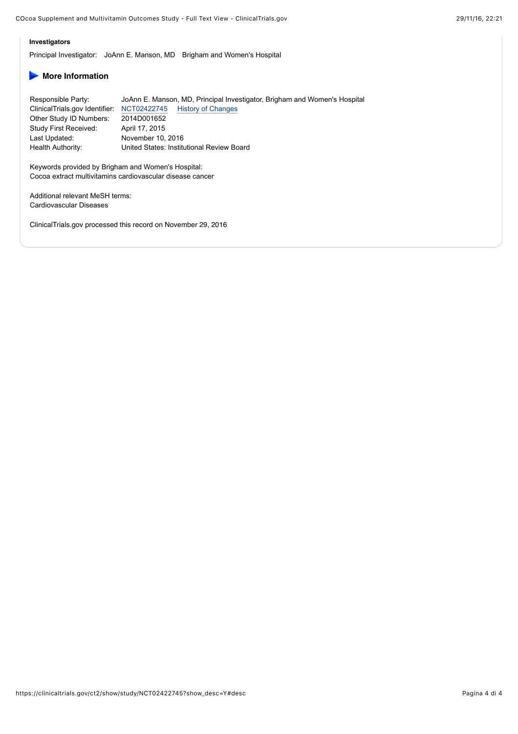**Investigators**

Principal Investigator: JoAnn E. Manson, MD Brigham and Women's Hospital

## More Information

| | |
|---|---|
| Responsible Party: | JoAnn E. Manson, MD, Principal Investigator, Brigham and Women's Hospital |
| ClinicalTrials.gov Identifier: | NCT02422745 History of Changes |
| Other Study ID Numbers: | 2014D001652 |
| Study First Received: | April 17, 2015 |
| Last Updated: | November 10, 2016 |
| Health Authority: | United States: Institutional Review Board |

Keywords provided by Brigham and Women's Hospital:
Cocoa extract multivitamins cardiovascular disease cancer

Additional relevant MeSH terms:
Cardiovascular Diseases

ClinicalTrials.gov processed this record on November 29, 2016